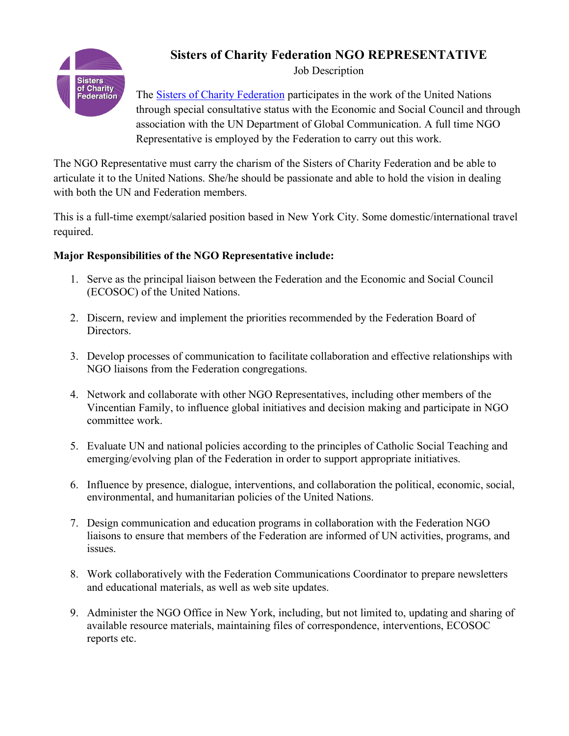# Sisters of Charity Federation NGO REPRESENTATIVE

Job Description

The Sisters of Charity Federation participates in the work of the United Nations through special consultative status with the Economic and Social Council and through association with the UN Department of Global Communication. A full time NGO Representative is employed by the Federation to carry out this work.

The NGO Representative must carry the charism of the Sisters of Charity Federation and be able to articulate it to the United Nations. She/he should be passionate and able to hold the vision in dealing with both the UN and Federation members.

This is a full-time exempt/salaried position based in New York City. Some domestic/international travel required.

**Major Responsibilities of the NGO Representative include:**

1. Serve as the principal liaison between the Federation and the Economic and Social Council (ECOSOC) of the United Nations.

2. Discern, review and implement the priorities recommended by the Federation Board of Directors.

3. Develop processes of communication to facilitate collaboration and effective relationships with NGO liaisons from the Federation congregations.

4. Network and collaborate with other NGO Representatives, including other members of the Vincentian Family, to influence global initiatives and decision making and participate in NGO committee work.

5. Evaluate UN and national policies according to the principles of Catholic Social Teaching and emerging/evolving plan of the Federation in order to support appropriate initiatives.

6. Influence by presence, dialogue, interventions, and collaboration the political, economic, social, environmental, and humanitarian policies of the United Nations.

7. Design communication and education programs in collaboration with the Federation NGO liaisons to ensure that members of the Federation are informed of UN activities, programs, and issues.

8. Work collaboratively with the Federation Communications Coordinator to prepare newsletters and educational materials, as well as web site updates.

9. Administer the NGO Office in New York, including, but not limited to, updating and sharing of available resource materials, maintaining files of correspondence, interventions, ECOSOC reports etc.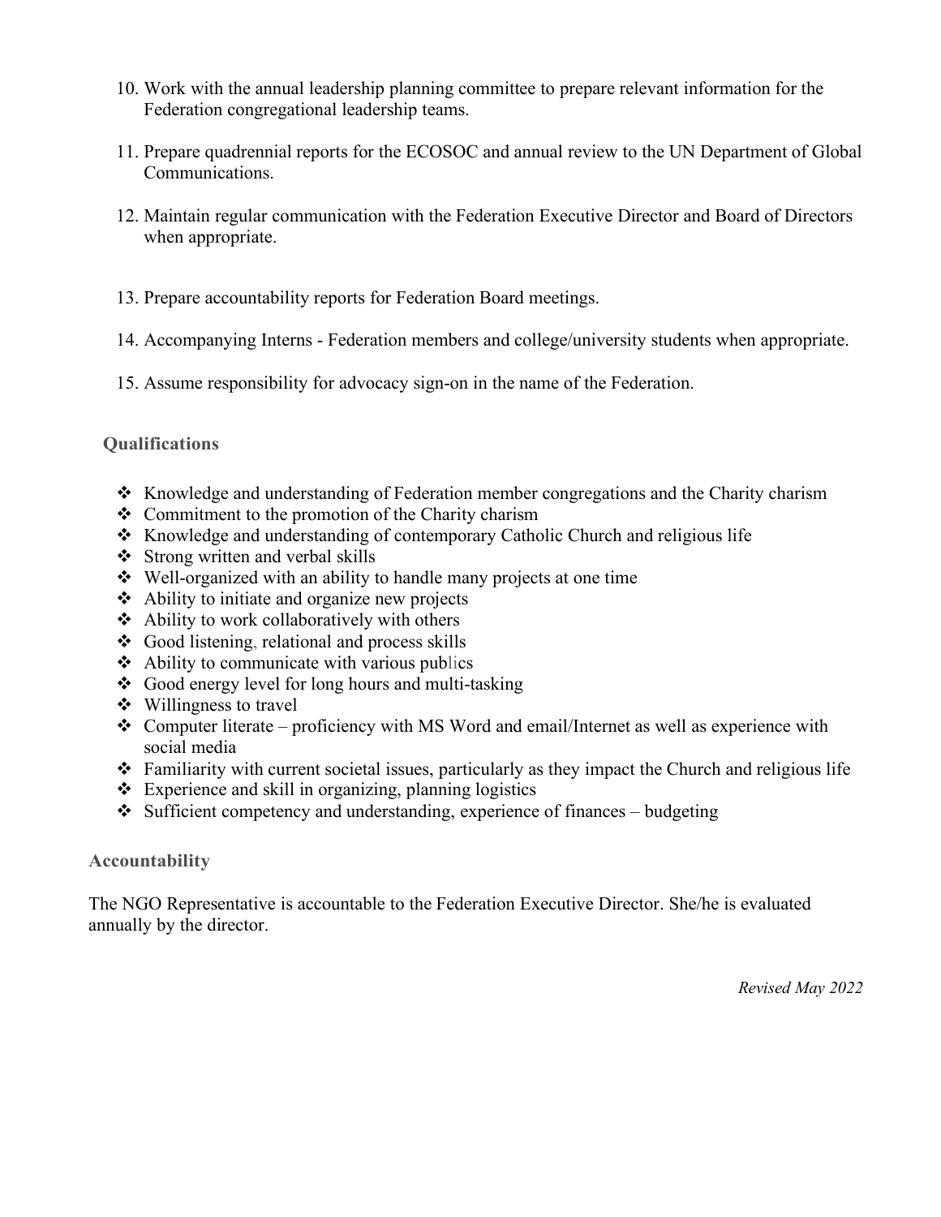10. Work with the annual leadership planning committee to prepare relevant information for the Federation congregational leadership teams.

11. Prepare quadrennial reports for the ECOSOC and annual review to the UN Department of Global Communications.

12. Maintain regular communication with the Federation Executive Director and Board of Directors when appropriate.

13. Prepare accountability reports for Federation Board meetings.

14. Accompanying Interns - Federation members and college/university students when appropriate.

15. Assume responsibility for advocacy sign-on in the name of the Federation.

### Qualifications

- Knowledge and understanding of Federation member congregations and the Charity charism
- Commitment to the promotion of the Charity charism
- Knowledge and understanding of contemporary Catholic Church and religious life
- Strong written and verbal skills
- Well-organized with an ability to handle many projects at one time
- Ability to initiate and organize new projects
- Ability to work collaboratively with others
- Good listening, relational and process skills
- Ability to communicate with various publics
- Good energy level for long hours and multi-tasking
- Willingness to travel
- Computer literate – proficiency with MS Word and email/Internet as well as experience with social media
- Familiarity with current societal issues, particularly as they impact the Church and religious life
- Experience and skill in organizing, planning logistics
- Sufficient competency and understanding, experience of finances – budgeting

### Accountability

The NGO Representative is accountable to the Federation Executive Director. She/he is evaluated annually by the director.

*Revised May 2022*